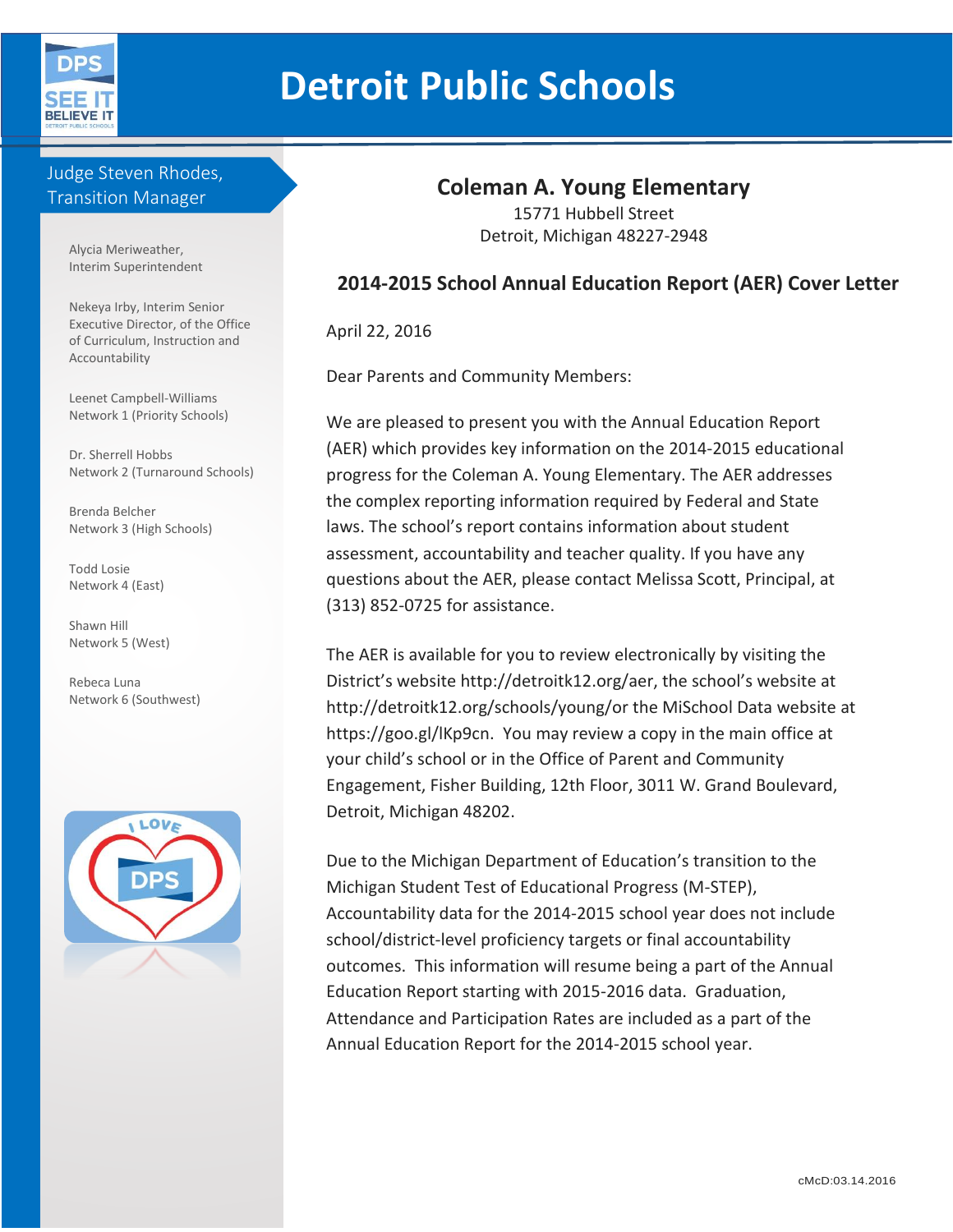# Detroit Public Schools

Judge Steven Rhodes, Transition Manager

Alycia Meriweather, Interim Superintendent

Nekeya Irby, Interim Senior Executive Director, of the Office of Curriculum, Instruction and Accountability

Leenet Campbell-Williams
Network 1 (Priority Schools)

Dr. Sherrell Hobbs
Network 2 (Turnaround Schools)

Brenda Belcher
Network 3 (High Schools)

Todd Losie
Network 4 (East)

Shawn Hill
Network 5 (West)

Rebeca Luna
Network 6 (Southwest)

## Coleman A. Young Elementary

15771 Hubbell Street
Detroit, Michigan 48227-2948

### 2014-2015 School Annual Education Report (AER) Cover Letter

April 22, 2016

Dear Parents and Community Members:

We are pleased to present you with the Annual Education Report (AER) which provides key information on the 2014-2015 educational progress for the Coleman A. Young Elementary. The AER addresses the complex reporting information required by Federal and State laws. The school's report contains information about student assessment, accountability and teacher quality. If you have any questions about the AER, please contact Melissa Scott, Principal, at (313) 852-0725 for assistance.

The AER is available for you to review electronically by visiting the District's website http://detroitk12.org/aer, the school's website at http://detroitk12.org/schools/young/or the MiSchool Data website at https://goo.gl/lKp9cn. You may review a copy in the main office at your child's school or in the Office of Parent and Community Engagement, Fisher Building, 12th Floor, 3011 W. Grand Boulevard, Detroit, Michigan 48202.

Due to the Michigan Department of Education's transition to the Michigan Student Test of Educational Progress (M-STEP), Accountability data for the 2014-2015 school year does not include school/district-level proficiency targets or final accountability outcomes. This information will resume being a part of the Annual Education Report starting with 2015-2016 data. Graduation, Attendance and Participation Rates are included as a part of the Annual Education Report for the 2014-2015 school year.

cMcD:03.14.2016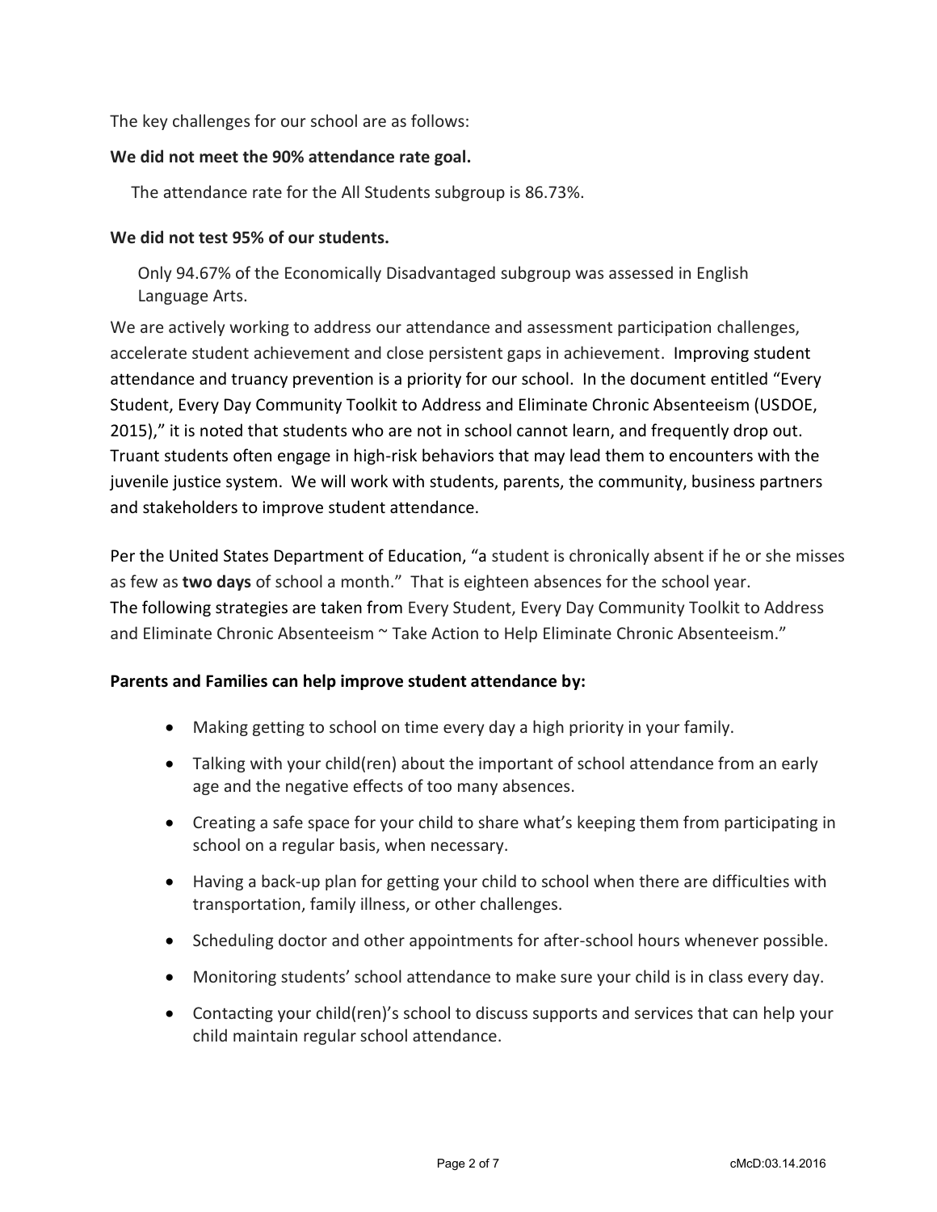The key challenges for our school are as follows:

**We did not meet the 90% attendance rate goal.**

The attendance rate for the All Students subgroup is 86.73%.

**We did not test 95% of our students.**

Only 94.67% of the Economically Disadvantaged subgroup was assessed in English Language Arts.

We are actively working to address our attendance and assessment participation challenges, accelerate student achievement and close persistent gaps in achievement. Improving student attendance and truancy prevention is a priority for our school. In the document entitled "Every Student, Every Day Community Toolkit to Address and Eliminate Chronic Absenteeism (USDOE, 2015)," it is noted that students who are not in school cannot learn, and frequently drop out. Truant students often engage in high-risk behaviors that may lead them to encounters with the juvenile justice system. We will work with students, parents, the community, business partners and stakeholders to improve student attendance.

Per the United States Department of Education, "a student is chronically absent if he or she misses as few as **two days** of school a month." That is eighteen absences for the school year. The following strategies are taken from Every Student, Every Day Community Toolkit to Address and Eliminate Chronic Absenteeism ~ Take Action to Help Eliminate Chronic Absenteeism."

**Parents and Families can help improve student attendance by:**

- Making getting to school on time every day a high priority in your family.
- Talking with your child(ren) about the important of school attendance from an early age and the negative effects of too many absences.
- Creating a safe space for your child to share what's keeping them from participating in school on a regular basis, when necessary.
- Having a back-up plan for getting your child to school when there are difficulties with transportation, family illness, or other challenges.
- Scheduling doctor and other appointments for after-school hours whenever possible.
- Monitoring students' school attendance to make sure your child is in class every day.
- Contacting your child(ren)'s school to discuss supports and services that can help your child maintain regular school attendance.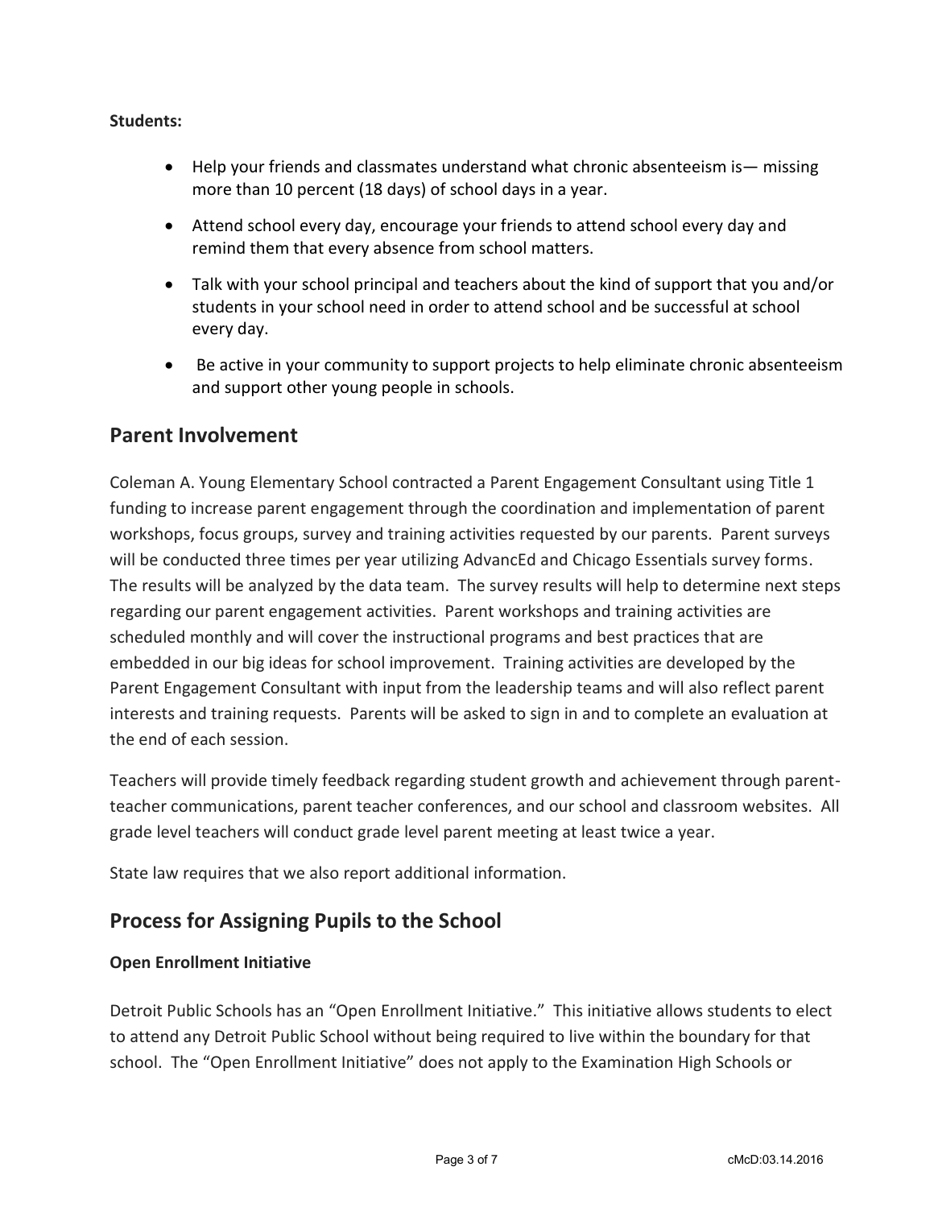**Students:**

- Help your friends and classmates understand what chronic absenteeism is— missing more than 10 percent (18 days) of school days in a year.
- Attend school every day, encourage your friends to attend school every day and remind them that every absence from school matters.
- Talk with your school principal and teachers about the kind of support that you and/or students in your school need in order to attend school and be successful at school every day.
- Be active in your community to support projects to help eliminate chronic absenteeism and support other young people in schools.

## Parent Involvement

Coleman A. Young Elementary School contracted a Parent Engagement Consultant using Title 1 funding to increase parent engagement through the coordination and implementation of parent workshops, focus groups, survey and training activities requested by our parents. Parent surveys will be conducted three times per year utilizing AdvancEd and Chicago Essentials survey forms. The results will be analyzed by the data team. The survey results will help to determine next steps regarding our parent engagement activities. Parent workshops and training activities are scheduled monthly and will cover the instructional programs and best practices that are embedded in our big ideas for school improvement. Training activities are developed by the Parent Engagement Consultant with input from the leadership teams and will also reflect parent interests and training requests. Parents will be asked to sign in and to complete an evaluation at the end of each session.

Teachers will provide timely feedback regarding student growth and achievement through parent-teacher communications, parent teacher conferences, and our school and classroom websites. All grade level teachers will conduct grade level parent meeting at least twice a year.

State law requires that we also report additional information.

## Process for Assigning Pupils to the School

**Open Enrollment Initiative**

Detroit Public Schools has an "Open Enrollment Initiative." This initiative allows students to elect to attend any Detroit Public School without being required to live within the boundary for that school. The "Open Enrollment Initiative" does not apply to the Examination High Schools or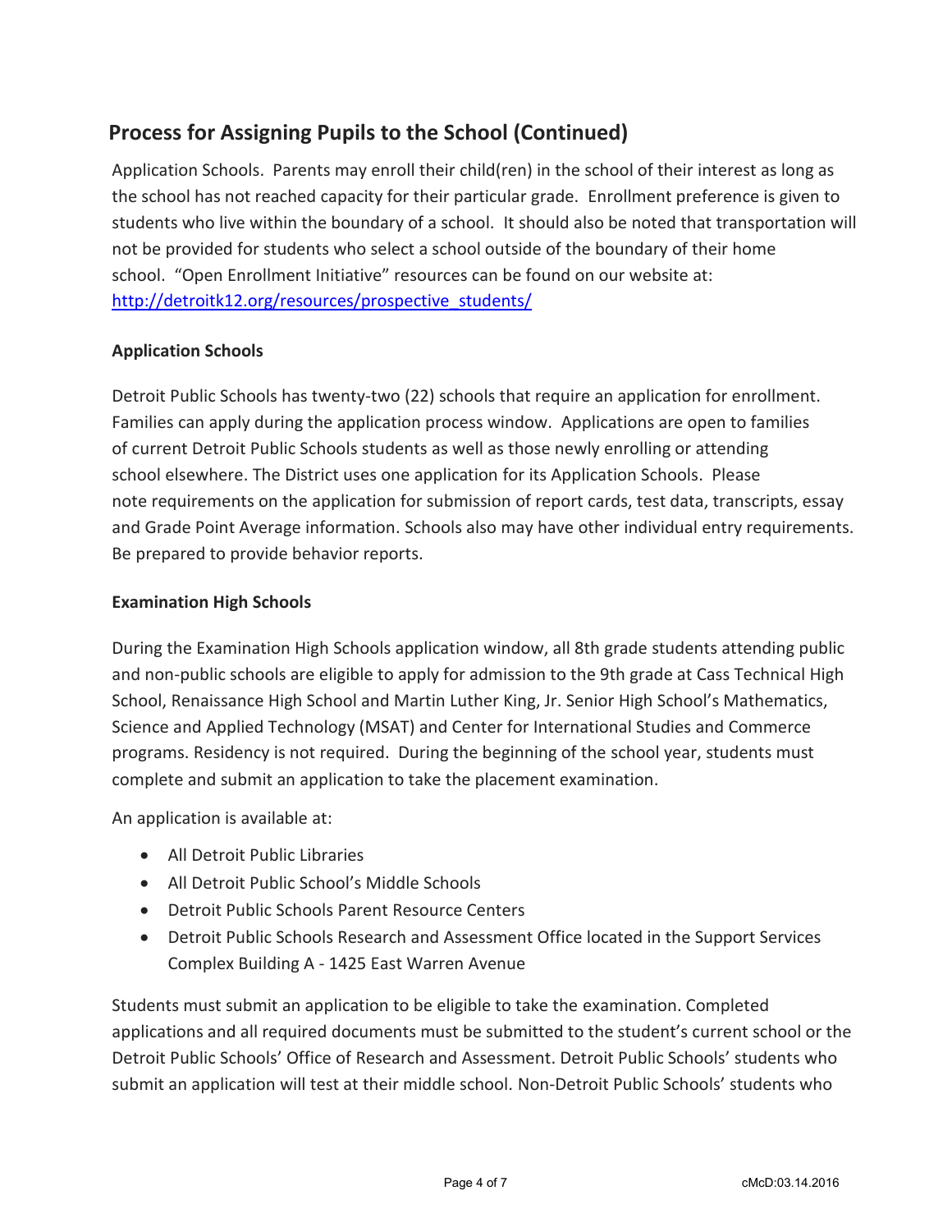## Process for Assigning Pupils to the School (Continued)

Application Schools. Parents may enroll their child(ren) in the school of their interest as long as the school has not reached capacity for their particular grade. Enrollment preference is given to students who live within the boundary of a school. It should also be noted that transportation will not be provided for students who select a school outside of the boundary of their home school. "Open Enrollment Initiative" resources can be found on our website at: [http://detroitk12.org/resources/prospective_students/](http://detroitk12.org/resources/prospective_students/)

**Application Schools**

Detroit Public Schools has twenty-two (22) schools that require an application for enrollment. Families can apply during the application process window. Applications are open to families of current Detroit Public Schools students as well as those newly enrolling or attending school elsewhere. The District uses one application for its Application Schools. Please note requirements on the application for submission of report cards, test data, transcripts, essay and Grade Point Average information. Schools also may have other individual entry requirements. Be prepared to provide behavior reports.

**Examination High Schools**

During the Examination High Schools application window, all 8th grade students attending public and non-public schools are eligible to apply for admission to the 9th grade at Cass Technical High School, Renaissance High School and Martin Luther King, Jr. Senior High School's Mathematics, Science and Applied Technology (MSAT) and Center for International Studies and Commerce programs. Residency is not required. During the beginning of the school year, students must complete and submit an application to take the placement examination.

An application is available at:

- All Detroit Public Libraries
- All Detroit Public School's Middle Schools
- Detroit Public Schools Parent Resource Centers
- Detroit Public Schools Research and Assessment Office located in the Support Services Complex Building A - 1425 East Warren Avenue

Students must submit an application to be eligible to take the examination. Completed applications and all required documents must be submitted to the student's current school or the Detroit Public Schools' Office of Research and Assessment. Detroit Public Schools' students who submit an application will test at their middle school. Non-Detroit Public Schools' students who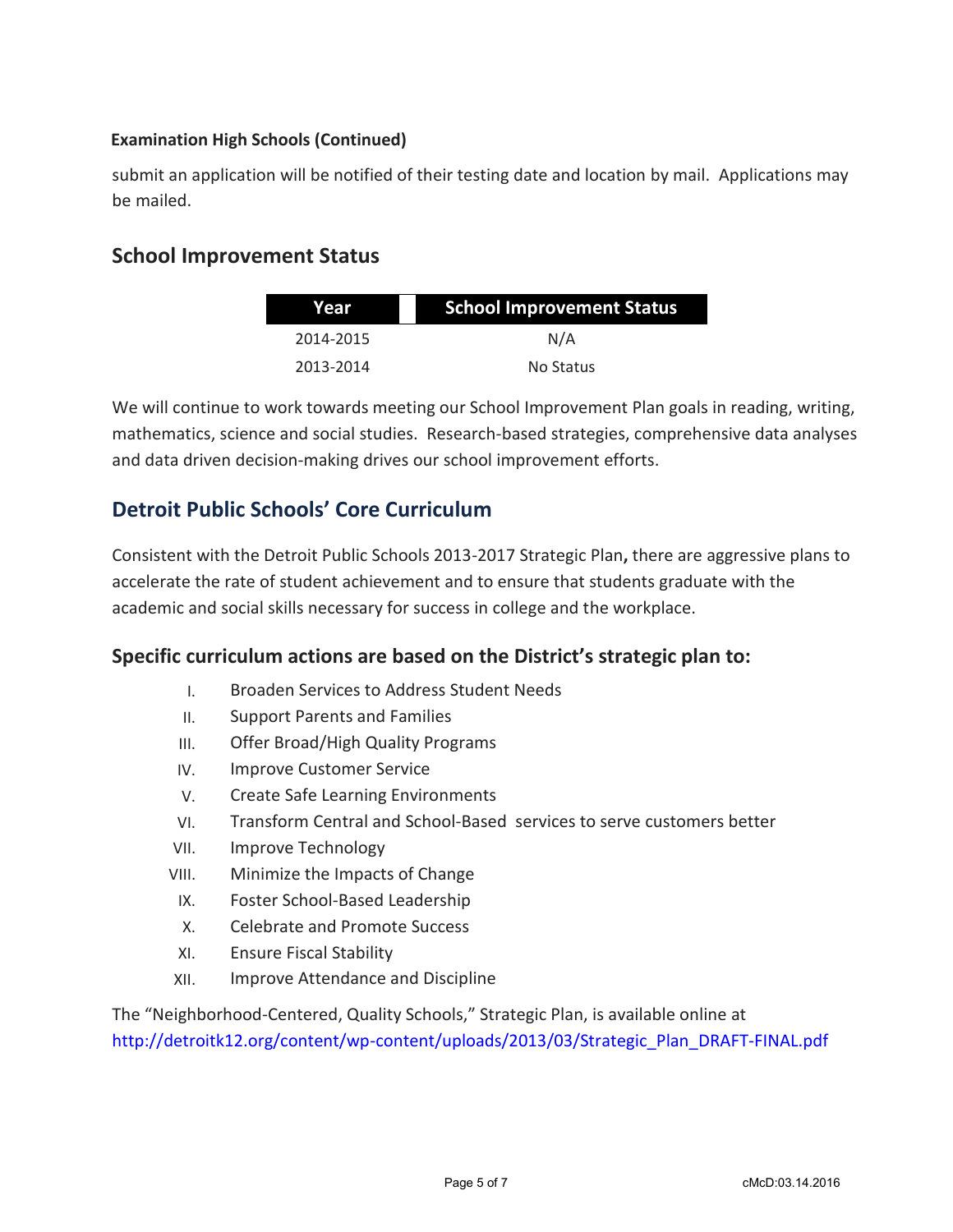**Examination High Schools (Continued)**

submit an application will be notified of their testing date and location by mail. Applications may be mailed.

## School Improvement Status

| Year | School Improvement Status |
|---|---|
| 2014-2015 | N/A |
| 2013-2014 | No Status |

We will continue to work towards meeting our School Improvement Plan goals in reading, writing, mathematics, science and social studies. Research-based strategies, comprehensive data analyses and data driven decision-making drives our school improvement efforts.

## Detroit Public Schools' Core Curriculum

Consistent with the Detroit Public Schools 2013-2017 Strategic Plan**,** there are aggressive plans to accelerate the rate of student achievement and to ensure that students graduate with the academic and social skills necessary for success in college and the workplace.

### Specific curriculum actions are based on the District's strategic plan to:

I. Broaden Services to Address Student Needs
II. Support Parents and Families
III. Offer Broad/High Quality Programs
IV. Improve Customer Service
V. Create Safe Learning Environments
VI. Transform Central and School-Based services to serve customers better
VII. Improve Technology
VIII. Minimize the Impacts of Change
IX. Foster School-Based Leadership
X. Celebrate and Promote Success
XI. Ensure Fiscal Stability
XII. Improve Attendance and Discipline

The "Neighborhood-Centered, Quality Schools," Strategic Plan, is available online at http://detroitk12.org/content/wp-content/uploads/2013/03/Strategic_Plan_DRAFT-FINAL.pdf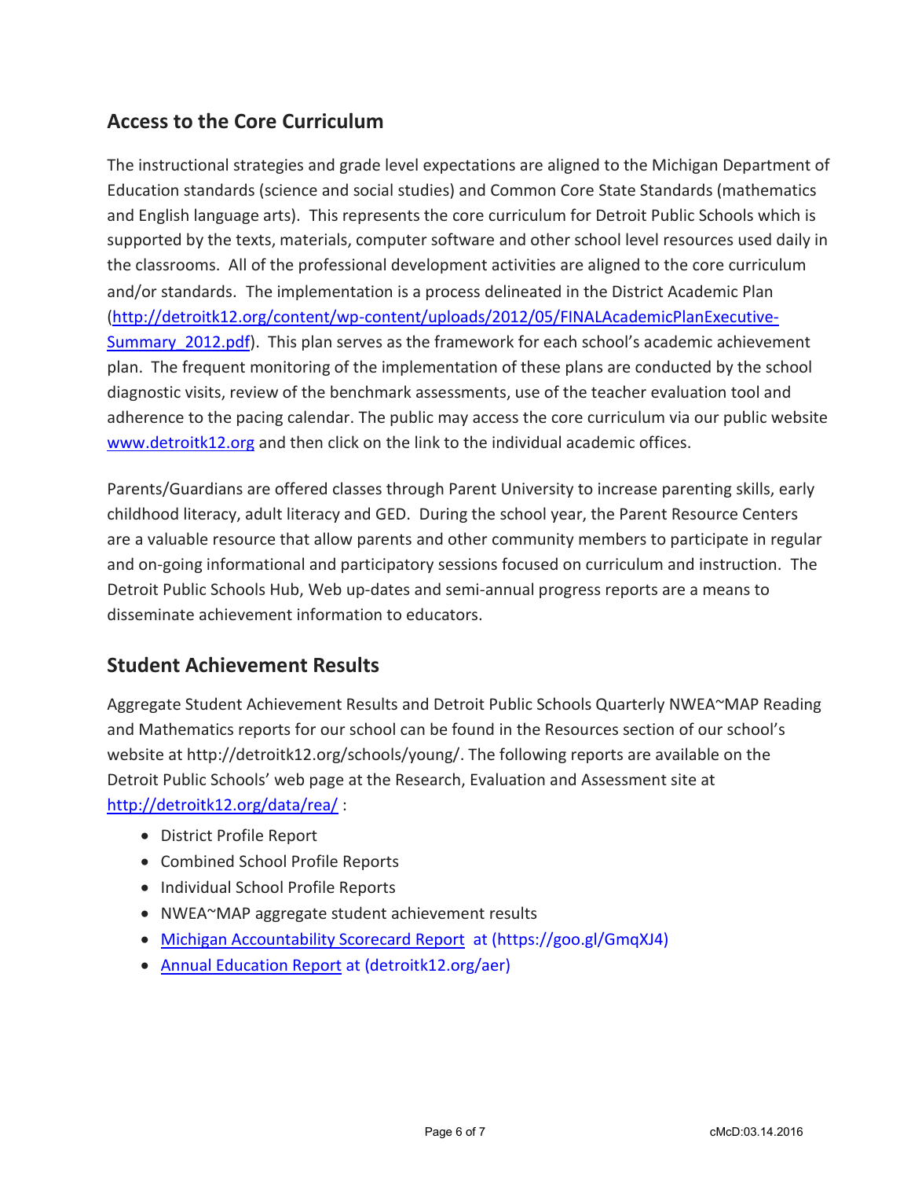## Access to the Core Curriculum

The instructional strategies and grade level expectations are aligned to the Michigan Department of Education standards (science and social studies) and Common Core State Standards (mathematics and English language arts). This represents the core curriculum for Detroit Public Schools which is supported by the texts, materials, computer software and other school level resources used daily in the classrooms. All of the professional development activities are aligned to the core curriculum and/or standards. The implementation is a process delineated in the District Academic Plan (http://detroitk12.org/content/wp-content/uploads/2012/05/FINALAcademicPlanExecutive-Summary_2012.pdf). This plan serves as the framework for each school's academic achievement plan. The frequent monitoring of the implementation of these plans are conducted by the school diagnostic visits, review of the benchmark assessments, use of the teacher evaluation tool and adherence to the pacing calendar. The public may access the core curriculum via our public website www.detroitk12.org and then click on the link to the individual academic offices.

Parents/Guardians are offered classes through Parent University to increase parenting skills, early childhood literacy, adult literacy and GED. During the school year, the Parent Resource Centers are a valuable resource that allow parents and other community members to participate in regular and on-going informational and participatory sessions focused on curriculum and instruction. The Detroit Public Schools Hub, Web up-dates and semi-annual progress reports are a means to disseminate achievement information to educators.

## Student Achievement Results

Aggregate Student Achievement Results and Detroit Public Schools Quarterly NWEA~MAP Reading and Mathematics reports for our school can be found in the Resources section of our school's website at http://detroitk12.org/schools/young/. The following reports are available on the Detroit Public Schools' web page at the Research, Evaluation and Assessment site at http://detroitk12.org/data/rea/ :

- District Profile Report
- Combined School Profile Reports
- Individual School Profile Reports
- NWEA~MAP aggregate student achievement results
- Michigan Accountability Scorecard Report at (https://goo.gl/GmqXJ4)
- Annual Education Report at (detroitk12.org/aer)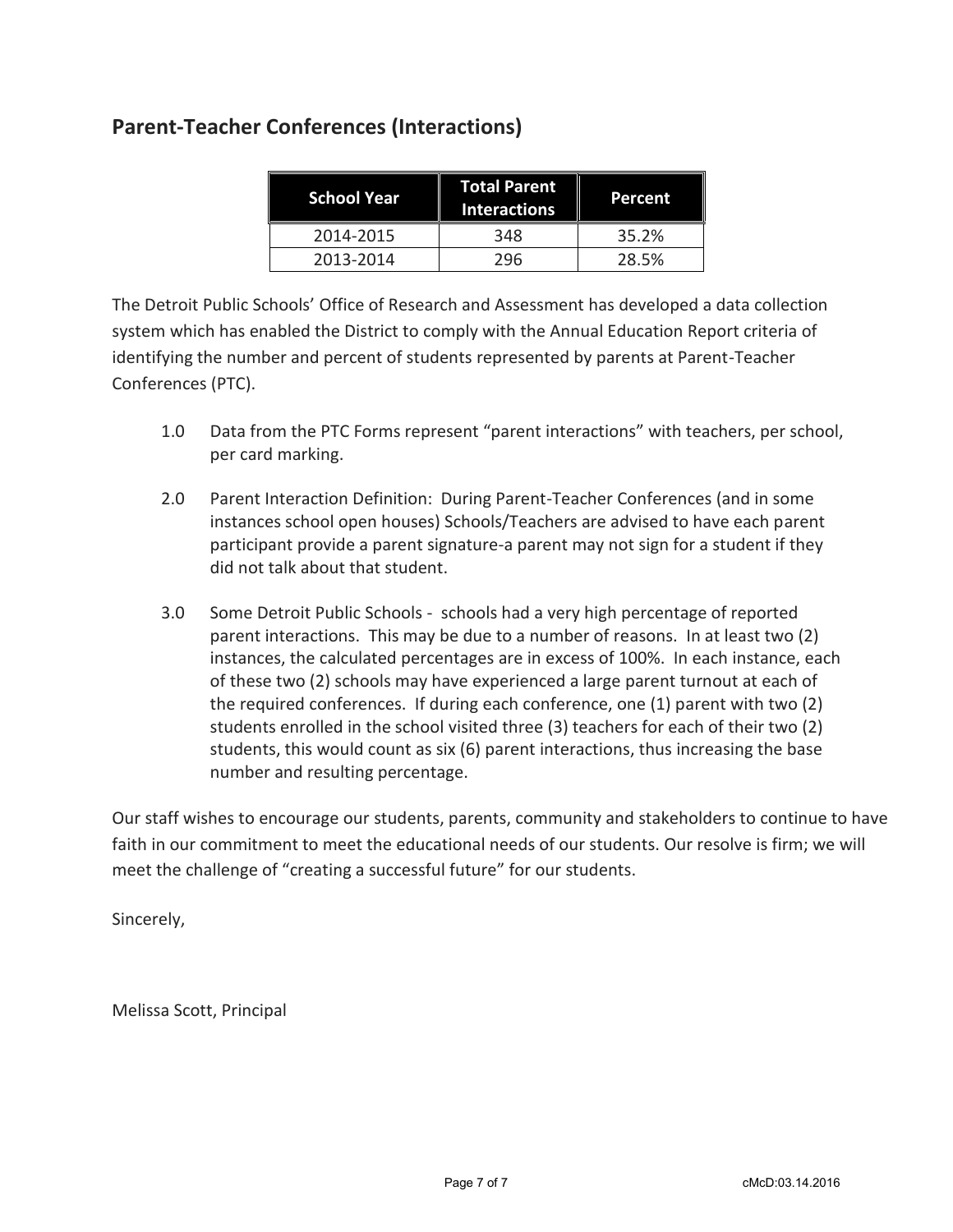## Parent-Teacher Conferences (Interactions)

| School Year | Total Parent Interactions | Percent |
|---|---|---|
| 2014-2015 | 348 | 35.2% |
| 2013-2014 | 296 | 28.5% |

The Detroit Public Schools' Office of Research and Assessment has developed a data collection system which has enabled the District to comply with the Annual Education Report criteria of identifying the number and percent of students represented by parents at Parent-Teacher Conferences (PTC).

1.0 Data from the PTC Forms represent "parent interactions" with teachers, per school, per card marking.

2.0 Parent Interaction Definition: During Parent-Teacher Conferences (and in some instances school open houses) Schools/Teachers are advised to have each parent participant provide a parent signature-a parent may not sign for a student if they did not talk about that student.

3.0 Some Detroit Public Schools - schools had a very high percentage of reported parent interactions. This may be due to a number of reasons. In at least two (2) instances, the calculated percentages are in excess of 100%. In each instance, each of these two (2) schools may have experienced a large parent turnout at each of the required conferences. If during each conference, one (1) parent with two (2) students enrolled in the school visited three (3) teachers for each of their two (2) students, this would count as six (6) parent interactions, thus increasing the base number and resulting percentage.

Our staff wishes to encourage our students, parents, community and stakeholders to continue to have faith in our commitment to meet the educational needs of our students. Our resolve is firm; we will meet the challenge of "creating a successful future" for our students.

Sincerely,

Melissa Scott, Principal

cMcD:03.14.2016